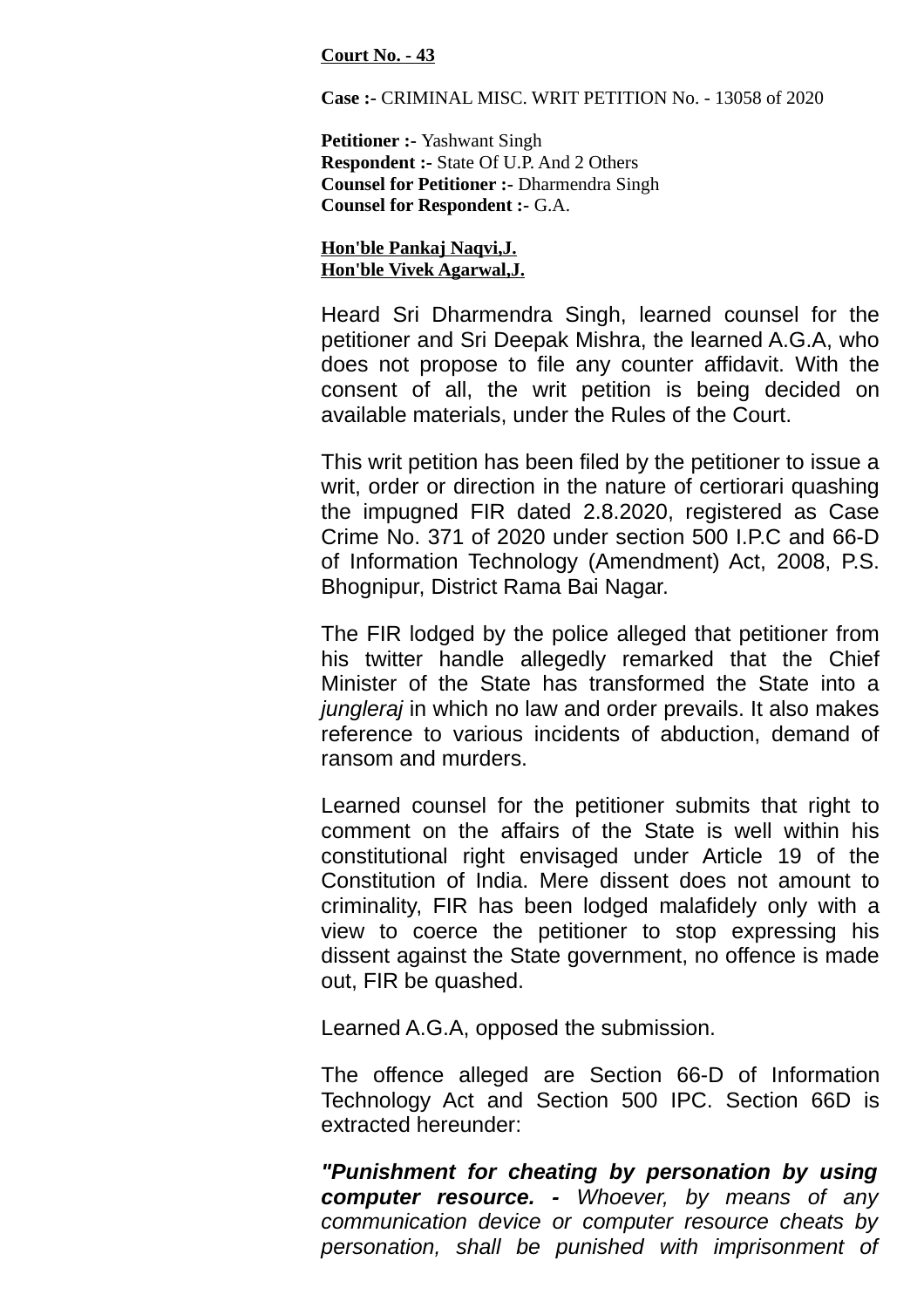**Court No. - 43**

**Case :-** CRIMINAL MISC. WRIT PETITION No. - 13058 of 2020

**Petitioner :-** Yashwant Singh
**Respondent :-** State Of U.P. And 2 Others
**Counsel for Petitioner :-** Dharmendra Singh
**Counsel for Respondent :-** G.A.

**Hon'ble Pankaj Naqvi,J.**
**Hon'ble Vivek Agarwal,J.**

Heard Sri Dharmendra Singh, learned counsel for the petitioner and Sri Deepak Mishra, the learned A.G.A, who does not propose to file any counter affidavit. With the consent of all, the writ petition is being decided on available materials, under the Rules of the Court.

This writ petition has been filed by the petitioner to issue a writ, order or direction in the nature of certiorari quashing the impugned FIR dated 2.8.2020, registered as Case Crime No. 371 of 2020 under section 500 I.P.C and 66-D of Information Technology (Amendment) Act, 2008, P.S. Bhognipur, District Rama Bai Nagar.

The FIR lodged by the police alleged that petitioner from his twitter handle allegedly remarked that the Chief Minister of the State has transformed the State into a *jungleraj* in which no law and order prevails. It also makes reference to various incidents of abduction, demand of ransom and murders.

Learned counsel for the petitioner submits that right to comment on the affairs of the State is well within his constitutional right envisaged under Article 19 of the Constitution of India. Mere dissent does not amount to criminality, FIR has been lodged malafidely only with a view to coerce the petitioner to stop expressing his dissent against the State government, no offence is made out, FIR be quashed.

Learned A.G.A, opposed the submission.

The offence alleged are Section 66-D of Information Technology Act and Section 500 IPC. Section 66D is extracted hereunder:

***"Punishment for cheating by personation by using computer resource. -*** *Whoever, by means of any communication device or computer resource cheats by personation, shall be punished with imprisonment of*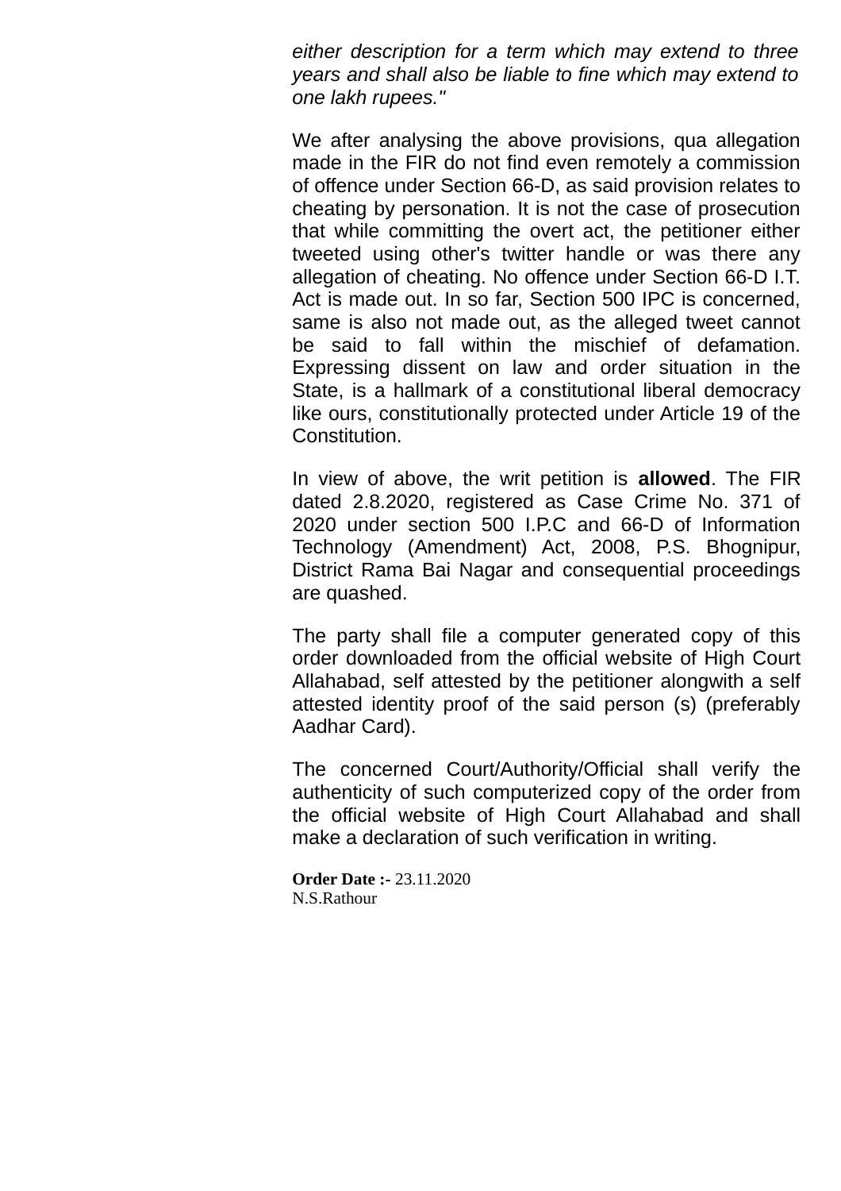*either description for a term which may extend to three years and shall also be liable to fine which may extend to one lakh rupees."*

We after analysing the above provisions, qua allegation made in the FIR do not find even remotely a commission of offence under Section 66-D, as said provision relates to cheating by personation. It is not the case of prosecution that while committing the overt act, the petitioner either tweeted using other's twitter handle or was there any allegation of cheating. No offence under Section 66-D I.T. Act is made out. In so far, Section 500 IPC is concerned, same is also not made out, as the alleged tweet cannot be said to fall within the mischief of defamation. Expressing dissent on law and order situation in the State, is a hallmark of a constitutional liberal democracy like ours, constitutionally protected under Article 19 of the Constitution.

In view of above, the writ petition is **allowed**. The FIR dated 2.8.2020, registered as Case Crime No. 371 of 2020 under section 500 I.P.C and 66-D of Information Technology (Amendment) Act, 2008, P.S. Bhognipur, District Rama Bai Nagar and consequential proceedings are quashed.

The party shall file a computer generated copy of this order downloaded from the official website of High Court Allahabad, self attested by the petitioner alongwith a self attested identity proof of the said person (s) (preferably Aadhar Card).

The concerned Court/Authority/Official shall verify the authenticity of such computerized copy of the order from the official website of High Court Allahabad and shall make a declaration of such verification in writing.

**Order Date :-** 23.11.2020
N.S.Rathour